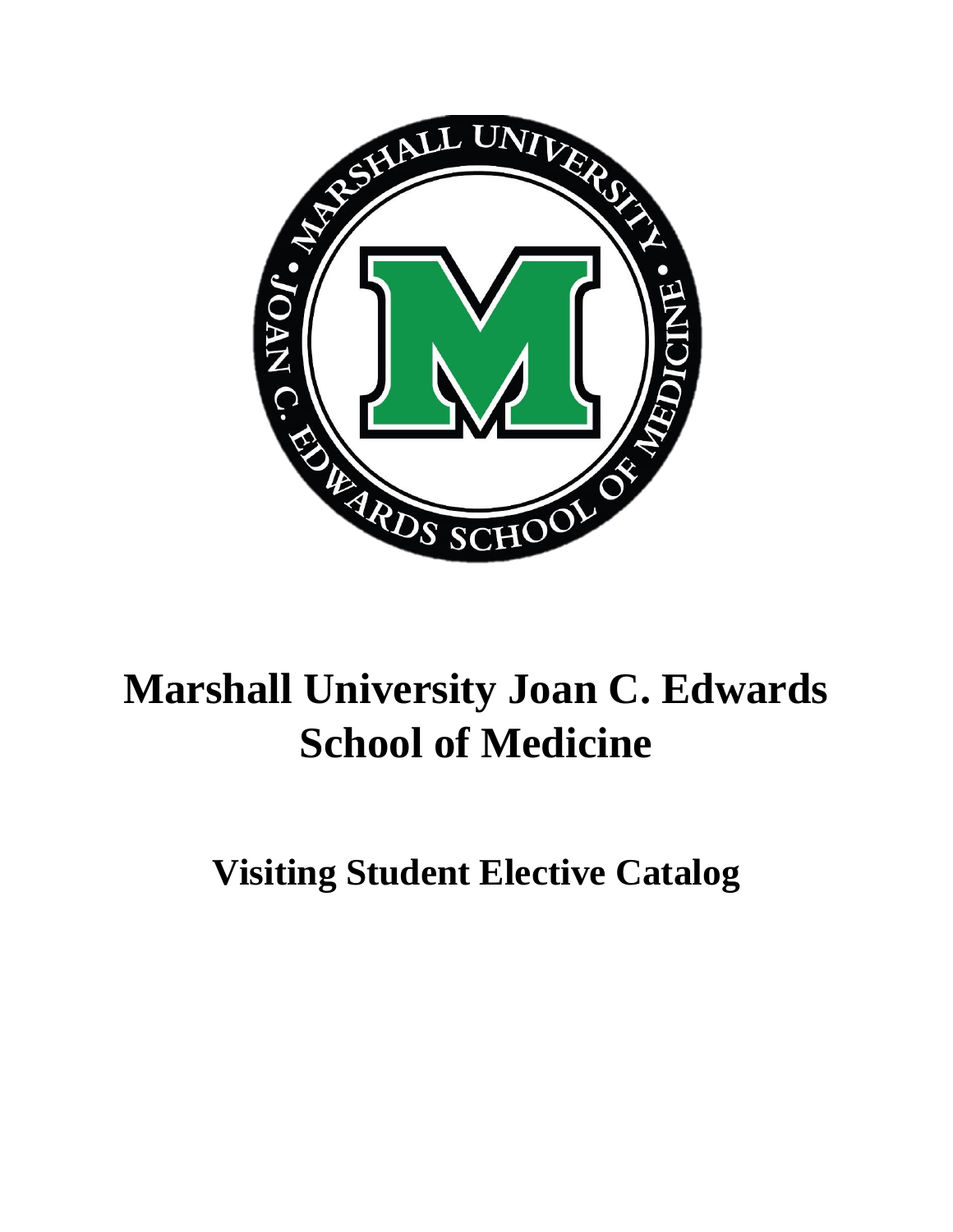# Marshall University Joan C. Edwards School of Medicine

## Visiting Student Elective Catalog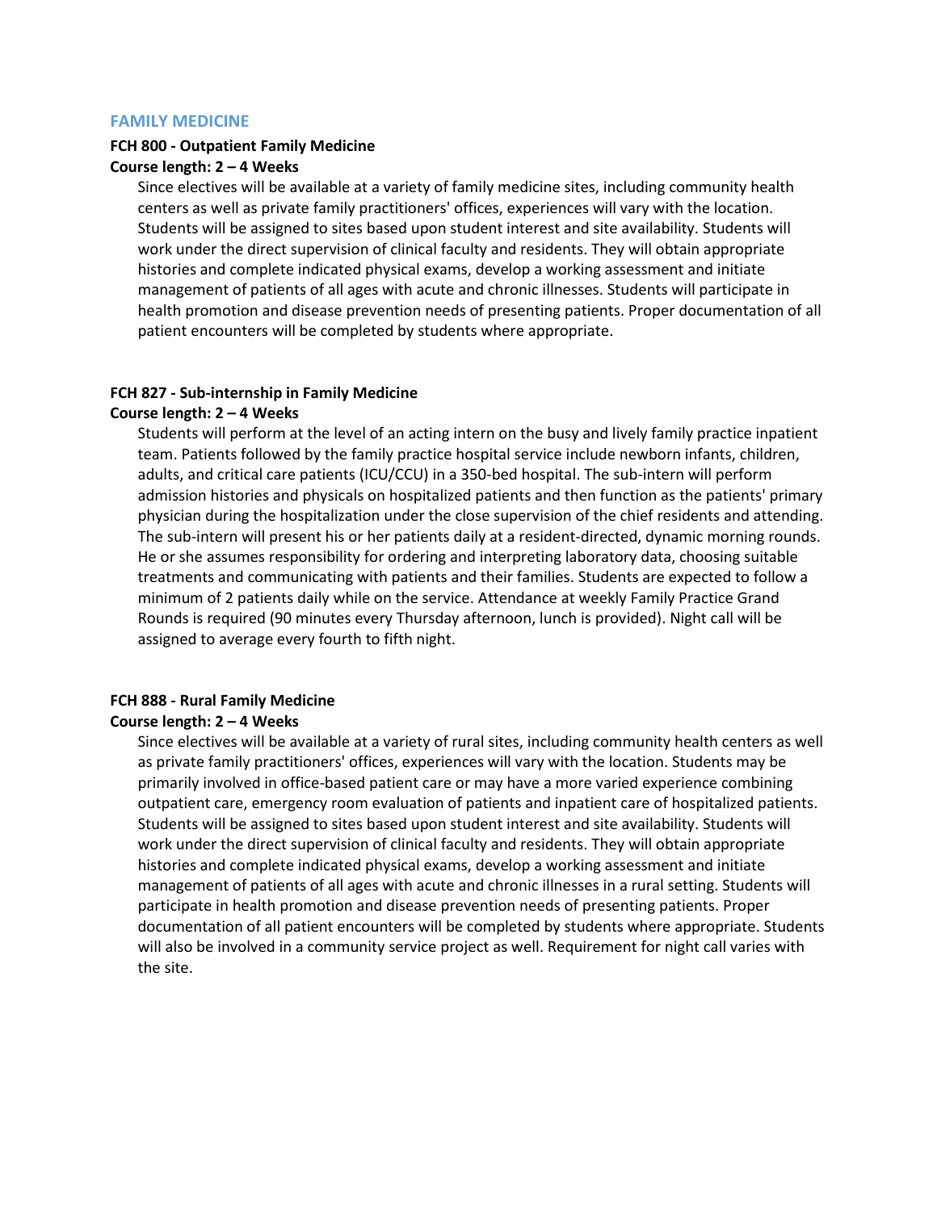## FAMILY MEDICINE

**FCH 800 - Outpatient Family Medicine**
**Course length: 2 – 4 Weeks**

Since electives will be available at a variety of family medicine sites, including community health centers as well as private family practitioners' offices, experiences will vary with the location. Students will be assigned to sites based upon student interest and site availability. Students will work under the direct supervision of clinical faculty and residents. They will obtain appropriate histories and complete indicated physical exams, develop a working assessment and initiate management of patients of all ages with acute and chronic illnesses. Students will participate in health promotion and disease prevention needs of presenting patients. Proper documentation of all patient encounters will be completed by students where appropriate.

**FCH 827 - Sub-internship in Family Medicine**
**Course length: 2 – 4 Weeks**

Students will perform at the level of an acting intern on the busy and lively family practice inpatient team. Patients followed by the family practice hospital service include newborn infants, children, adults, and critical care patients (ICU/CCU) in a 350-bed hospital. The sub-intern will perform admission histories and physicals on hospitalized patients and then function as the patients' primary physician during the hospitalization under the close supervision of the chief residents and attending. The sub-intern will present his or her patients daily at a resident-directed, dynamic morning rounds. He or she assumes responsibility for ordering and interpreting laboratory data, choosing suitable treatments and communicating with patients and their families. Students are expected to follow a minimum of 2 patients daily while on the service. Attendance at weekly Family Practice Grand Rounds is required (90 minutes every Thursday afternoon, lunch is provided). Night call will be assigned to average every fourth to fifth night.

**FCH 888 - Rural Family Medicine**
**Course length: 2 – 4 Weeks**

Since electives will be available at a variety of rural sites, including community health centers as well as private family practitioners' offices, experiences will vary with the location. Students may be primarily involved in office-based patient care or may have a more varied experience combining outpatient care, emergency room evaluation of patients and inpatient care of hospitalized patients. Students will be assigned to sites based upon student interest and site availability. Students will work under the direct supervision of clinical faculty and residents. They will obtain appropriate histories and complete indicated physical exams, develop a working assessment and initiate management of patients of all ages with acute and chronic illnesses in a rural setting. Students will participate in health promotion and disease prevention needs of presenting patients. Proper documentation of all patient encounters will be completed by students where appropriate. Students will also be involved in a community service project as well. Requirement for night call varies with the site.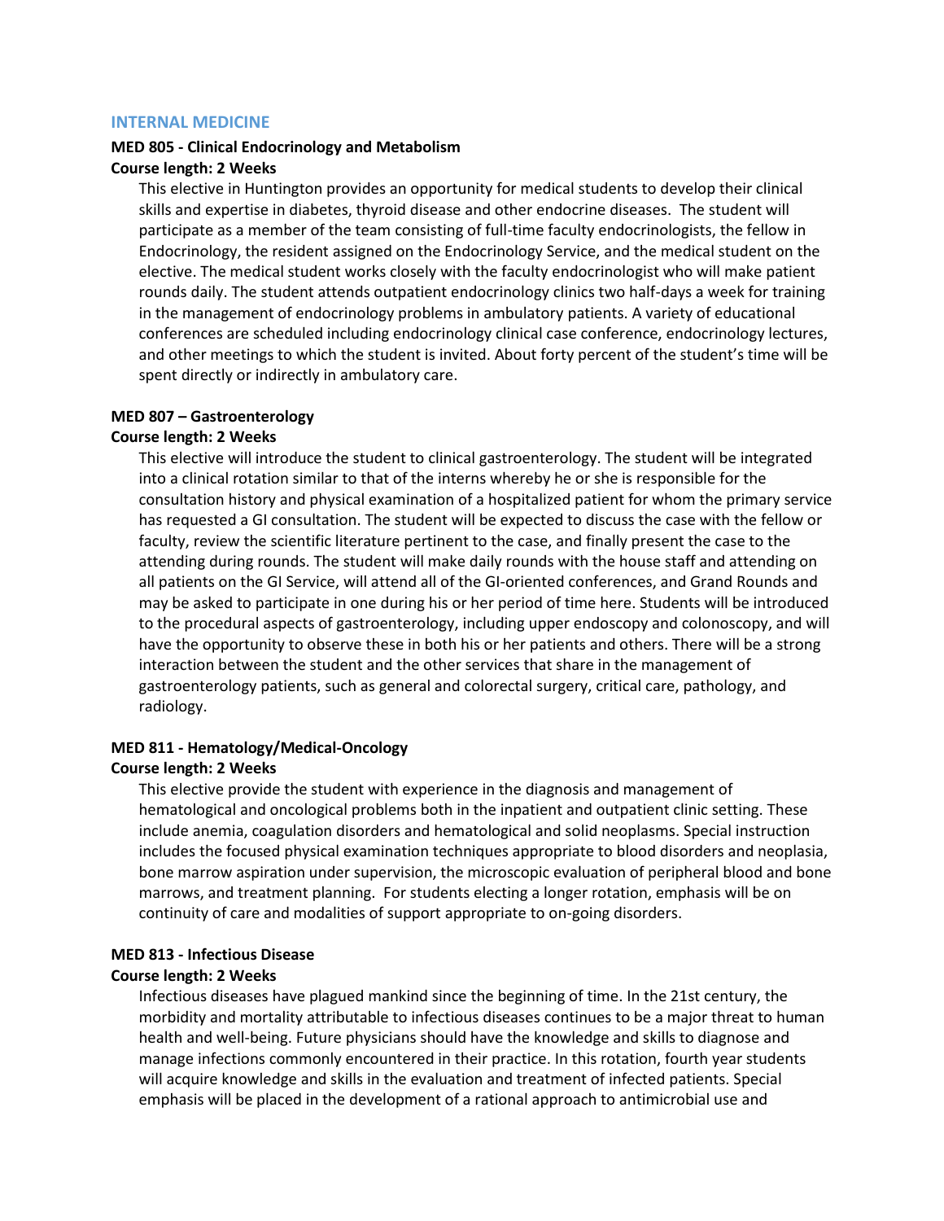## INTERNAL MEDICINE

**MED 805 - Clinical Endocrinology and Metabolism**
**Course length: 2 Weeks**

This elective in Huntington provides an opportunity for medical students to develop their clinical skills and expertise in diabetes, thyroid disease and other endocrine diseases. The student will participate as a member of the team consisting of full-time faculty endocrinologists, the fellow in Endocrinology, the resident assigned on the Endocrinology Service, and the medical student on the elective. The medical student works closely with the faculty endocrinologist who will make patient rounds daily. The student attends outpatient endocrinology clinics two half-days a week for training in the management of endocrinology problems in ambulatory patients. A variety of educational conferences are scheduled including endocrinology clinical case conference, endocrinology lectures, and other meetings to which the student is invited. About forty percent of the student's time will be spent directly or indirectly in ambulatory care.

**MED 807 – Gastroenterology**
**Course length: 2 Weeks**

This elective will introduce the student to clinical gastroenterology. The student will be integrated into a clinical rotation similar to that of the interns whereby he or she is responsible for the consultation history and physical examination of a hospitalized patient for whom the primary service has requested a GI consultation. The student will be expected to discuss the case with the fellow or faculty, review the scientific literature pertinent to the case, and finally present the case to the attending during rounds. The student will make daily rounds with the house staff and attending on all patients on the GI Service, will attend all of the GI-oriented conferences, and Grand Rounds and may be asked to participate in one during his or her period of time here. Students will be introduced to the procedural aspects of gastroenterology, including upper endoscopy and colonoscopy, and will have the opportunity to observe these in both his or her patients and others. There will be a strong interaction between the student and the other services that share in the management of gastroenterology patients, such as general and colorectal surgery, critical care, pathology, and radiology.

**MED 811 - Hematology/Medical-Oncology**
**Course length: 2 Weeks**

This elective provide the student with experience in the diagnosis and management of hematological and oncological problems both in the inpatient and outpatient clinic setting. These include anemia, coagulation disorders and hematological and solid neoplasms. Special instruction includes the focused physical examination techniques appropriate to blood disorders and neoplasia, bone marrow aspiration under supervision, the microscopic evaluation of peripheral blood and bone marrows, and treatment planning. For students electing a longer rotation, emphasis will be on continuity of care and modalities of support appropriate to on-going disorders.

**MED 813 - Infectious Disease**
**Course length: 2 Weeks**

Infectious diseases have plagued mankind since the beginning of time. In the 21st century, the morbidity and mortality attributable to infectious diseases continues to be a major threat to human health and well-being. Future physicians should have the knowledge and skills to diagnose and manage infections commonly encountered in their practice. In this rotation, fourth year students will acquire knowledge and skills in the evaluation and treatment of infected patients. Special emphasis will be placed in the development of a rational approach to antimicrobial use and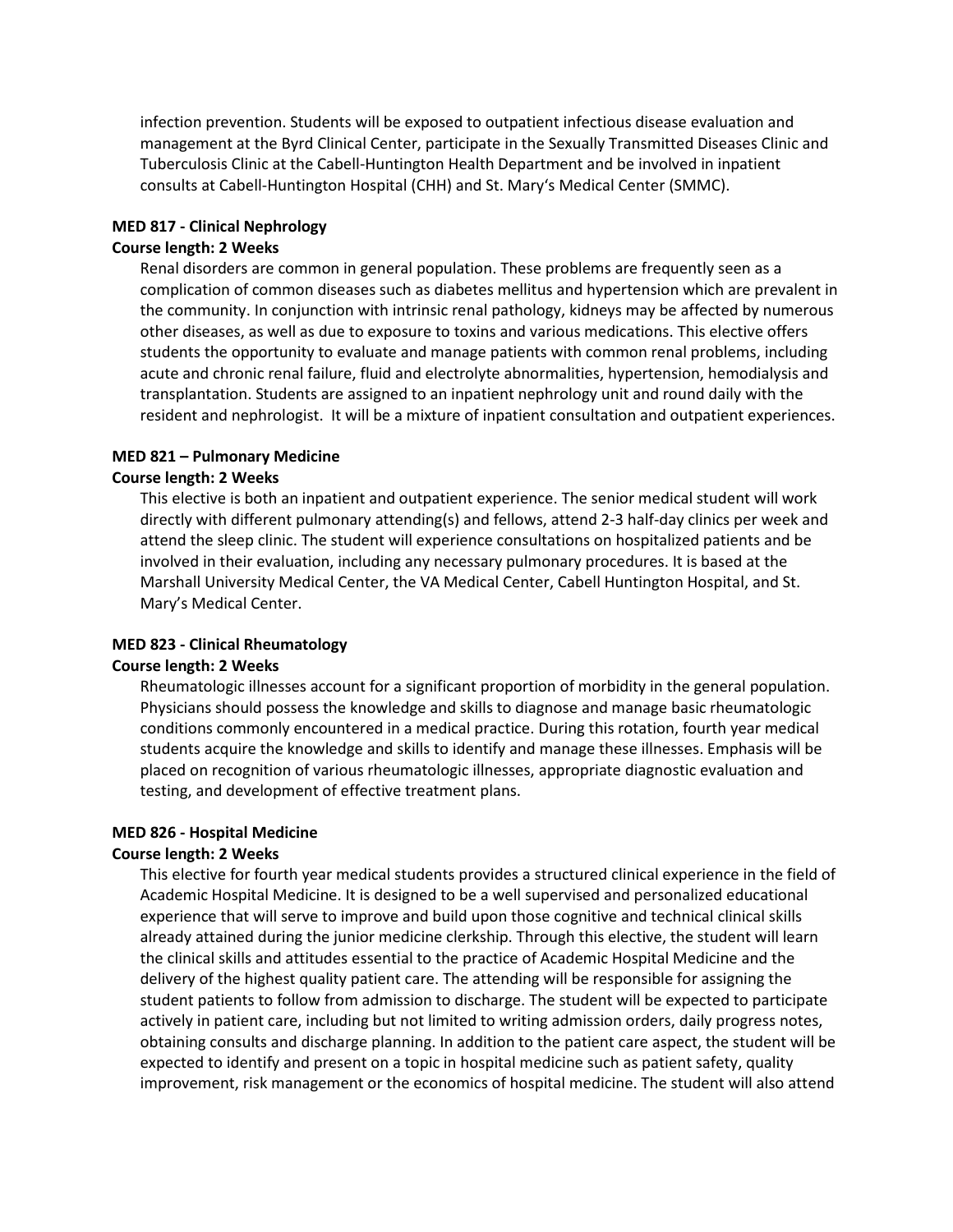infection prevention. Students will be exposed to outpatient infectious disease evaluation and management at the Byrd Clinical Center, participate in the Sexually Transmitted Diseases Clinic and Tuberculosis Clinic at the Cabell-Huntington Health Department and be involved in inpatient consults at Cabell-Huntington Hospital (CHH) and St. Mary's Medical Center (SMMC).

**MED 817 - Clinical Nephrology**
**Course length: 2 Weeks**

Renal disorders are common in general population. These problems are frequently seen as a complication of common diseases such as diabetes mellitus and hypertension which are prevalent in the community. In conjunction with intrinsic renal pathology, kidneys may be affected by numerous other diseases, as well as due to exposure to toxins and various medications. This elective offers students the opportunity to evaluate and manage patients with common renal problems, including acute and chronic renal failure, fluid and electrolyte abnormalities, hypertension, hemodialysis and transplantation. Students are assigned to an inpatient nephrology unit and round daily with the resident and nephrologist. It will be a mixture of inpatient consultation and outpatient experiences.

**MED 821 – Pulmonary Medicine**
**Course length: 2 Weeks**

This elective is both an inpatient and outpatient experience. The senior medical student will work directly with different pulmonary attending(s) and fellows, attend 2-3 half-day clinics per week and attend the sleep clinic. The student will experience consultations on hospitalized patients and be involved in their evaluation, including any necessary pulmonary procedures. It is based at the Marshall University Medical Center, the VA Medical Center, Cabell Huntington Hospital, and St. Mary's Medical Center.

**MED 823 - Clinical Rheumatology**
**Course length: 2 Weeks**

Rheumatologic illnesses account for a significant proportion of morbidity in the general population. Physicians should possess the knowledge and skills to diagnose and manage basic rheumatologic conditions commonly encountered in a medical practice. During this rotation, fourth year medical students acquire the knowledge and skills to identify and manage these illnesses. Emphasis will be placed on recognition of various rheumatologic illnesses, appropriate diagnostic evaluation and testing, and development of effective treatment plans.

**MED 826 - Hospital Medicine**
**Course length: 2 Weeks**

This elective for fourth year medical students provides a structured clinical experience in the field of Academic Hospital Medicine. It is designed to be a well supervised and personalized educational experience that will serve to improve and build upon those cognitive and technical clinical skills already attained during the junior medicine clerkship. Through this elective, the student will learn the clinical skills and attitudes essential to the practice of Academic Hospital Medicine and the delivery of the highest quality patient care. The attending will be responsible for assigning the student patients to follow from admission to discharge. The student will be expected to participate actively in patient care, including but not limited to writing admission orders, daily progress notes, obtaining consults and discharge planning. In addition to the patient care aspect, the student will be expected to identify and present on a topic in hospital medicine such as patient safety, quality improvement, risk management or the economics of hospital medicine. The student will also attend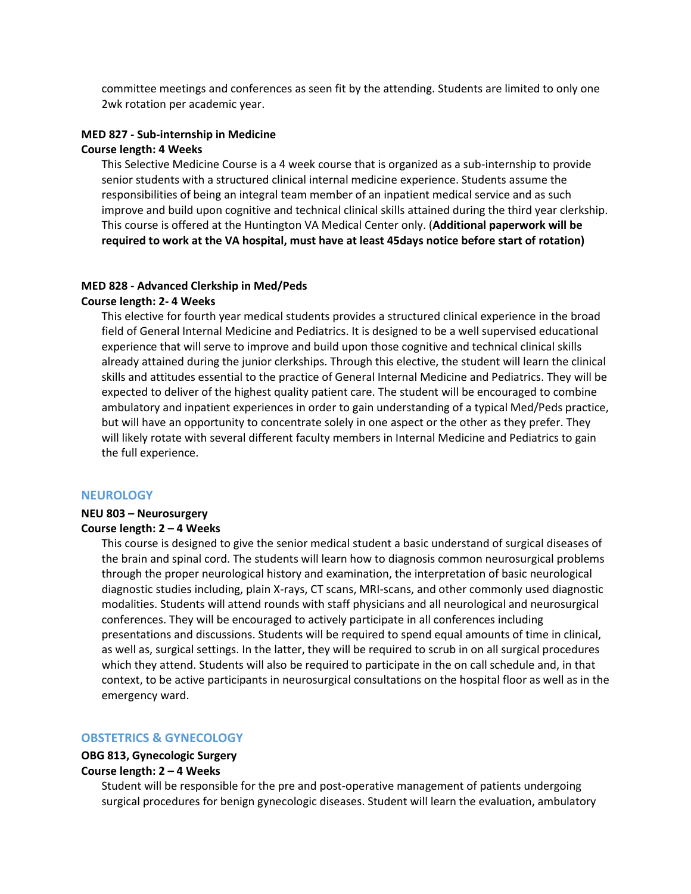committee meetings and conferences as seen fit by the attending. Students are limited to only one 2wk rotation per academic year.

**MED 827 - Sub-internship in Medicine**
**Course length: 4 Weeks**

This Selective Medicine Course is a 4 week course that is organized as a sub-internship to provide senior students with a structured clinical internal medicine experience. Students assume the responsibilities of being an integral team member of an inpatient medical service and as such improve and build upon cognitive and technical clinical skills attained during the third year clerkship. This course is offered at the Huntington VA Medical Center only. (**Additional paperwork will be required to work at the VA hospital, must have at least 45days notice before start of rotation)**

**MED 828 - Advanced Clerkship in Med/Peds**
**Course length: 2- 4 Weeks**

This elective for fourth year medical students provides a structured clinical experience in the broad field of General Internal Medicine and Pediatrics. It is designed to be a well supervised educational experience that will serve to improve and build upon those cognitive and technical clinical skills already attained during the junior clerkships. Through this elective, the student will learn the clinical skills and attitudes essential to the practice of General Internal Medicine and Pediatrics. They will be expected to deliver of the highest quality patient care. The student will be encouraged to combine ambulatory and inpatient experiences in order to gain understanding of a typical Med/Peds practice, but will have an opportunity to concentrate solely in one aspect or the other as they prefer. They will likely rotate with several different faculty members in Internal Medicine and Pediatrics to gain the full experience.

## NEUROLOGY

**NEU 803 – Neurosurgery**
**Course length: 2 – 4 Weeks**

This course is designed to give the senior medical student a basic understand of surgical diseases of the brain and spinal cord. The students will learn how to diagnosis common neurosurgical problems through the proper neurological history and examination, the interpretation of basic neurological diagnostic studies including, plain X-rays, CT scans, MRI-scans, and other commonly used diagnostic modalities. Students will attend rounds with staff physicians and all neurological and neurosurgical conferences. They will be encouraged to actively participate in all conferences including presentations and discussions. Students will be required to spend equal amounts of time in clinical, as well as, surgical settings. In the latter, they will be required to scrub in on all surgical procedures which they attend. Students will also be required to participate in the on call schedule and, in that context, to be active participants in neurosurgical consultations on the hospital floor as well as in the emergency ward.

## OBSTETRICS & GYNECOLOGY

**OBG 813, Gynecologic Surgery**
**Course length: 2 – 4 Weeks**

Student will be responsible for the pre and post-operative management of patients undergoing surgical procedures for benign gynecologic diseases. Student will learn the evaluation, ambulatory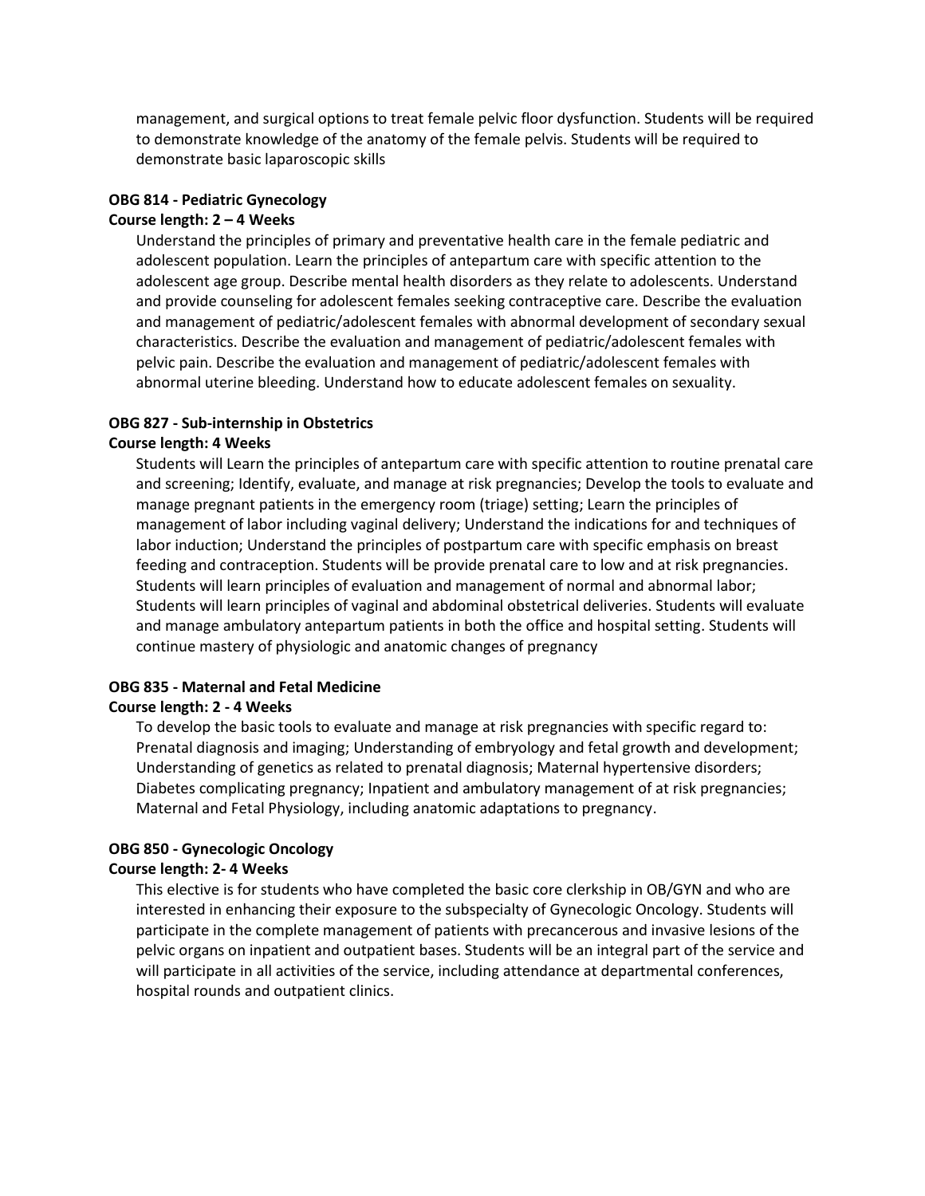management, and surgical options to treat female pelvic floor dysfunction. Students will be required to demonstrate knowledge of the anatomy of the female pelvis. Students will be required to demonstrate basic laparoscopic skills

**OBG 814 - Pediatric Gynecology**
**Course length: 2 – 4 Weeks**

Understand the principles of primary and preventative health care in the female pediatric and adolescent population. Learn the principles of antepartum care with specific attention to the adolescent age group. Describe mental health disorders as they relate to adolescents. Understand and provide counseling for adolescent females seeking contraceptive care. Describe the evaluation and management of pediatric/adolescent females with abnormal development of secondary sexual characteristics. Describe the evaluation and management of pediatric/adolescent females with pelvic pain. Describe the evaluation and management of pediatric/adolescent females with abnormal uterine bleeding. Understand how to educate adolescent females on sexuality.

**OBG 827 - Sub-internship in Obstetrics**
**Course length: 4 Weeks**

Students will Learn the principles of antepartum care with specific attention to routine prenatal care and screening; Identify, evaluate, and manage at risk pregnancies; Develop the tools to evaluate and manage pregnant patients in the emergency room (triage) setting; Learn the principles of management of labor including vaginal delivery; Understand the indications for and techniques of labor induction; Understand the principles of postpartum care with specific emphasis on breast feeding and contraception. Students will be provide prenatal care to low and at risk pregnancies. Students will learn principles of evaluation and management of normal and abnormal labor; Students will learn principles of vaginal and abdominal obstetrical deliveries. Students will evaluate and manage ambulatory antepartum patients in both the office and hospital setting. Students will continue mastery of physiologic and anatomic changes of pregnancy

**OBG 835 - Maternal and Fetal Medicine**
**Course length: 2 - 4 Weeks**

To develop the basic tools to evaluate and manage at risk pregnancies with specific regard to: Prenatal diagnosis and imaging; Understanding of embryology and fetal growth and development; Understanding of genetics as related to prenatal diagnosis; Maternal hypertensive disorders; Diabetes complicating pregnancy; Inpatient and ambulatory management of at risk pregnancies; Maternal and Fetal Physiology, including anatomic adaptations to pregnancy.

**OBG 850 - Gynecologic Oncology**
**Course length: 2- 4 Weeks**

This elective is for students who have completed the basic core clerkship in OB/GYN and who are interested in enhancing their exposure to the subspecialty of Gynecologic Oncology. Students will participate in the complete management of patients with precancerous and invasive lesions of the pelvic organs on inpatient and outpatient bases. Students will be an integral part of the service and will participate in all activities of the service, including attendance at departmental conferences, hospital rounds and outpatient clinics.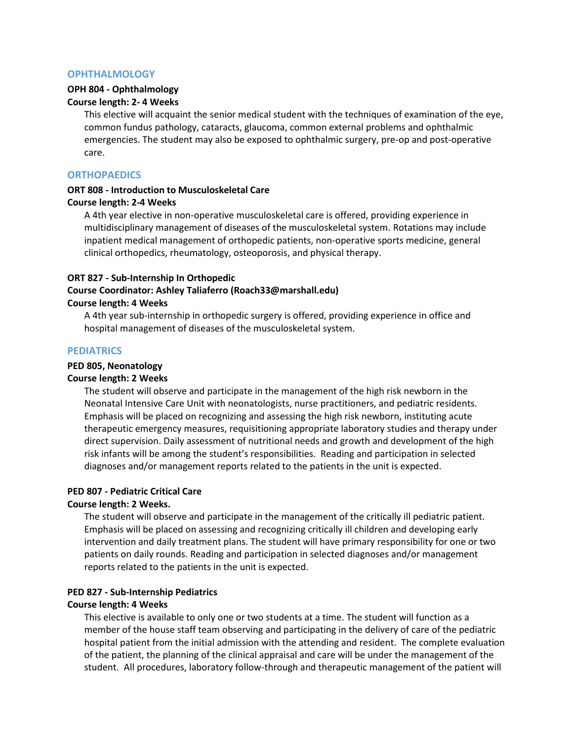## OPHTHALMOLOGY

**OPH 804 - Ophthalmology**
**Course length: 2- 4 Weeks**

This elective will acquaint the senior medical student with the techniques of examination of the eye, common fundus pathology, cataracts, glaucoma, common external problems and ophthalmic emergencies. The student may also be exposed to ophthalmic surgery, pre-op and post-operative care.

## ORTHOPAEDICS

**ORT 808 - Introduction to Musculoskeletal Care**
**Course length: 2-4 Weeks**

A 4th year elective in non-operative musculoskeletal care is offered, providing experience in multidisciplinary management of diseases of the musculoskeletal system. Rotations may include inpatient medical management of orthopedic patients, non-operative sports medicine, general clinical orthopedics, rheumatology, osteoporosis, and physical therapy.

**ORT 827 - Sub-Internship In Orthopedic**
**Course Coordinator: Ashley Taliaferro (Roach33@marshall.edu)**
**Course length: 4 Weeks**

A 4th year sub-internship in orthopedic surgery is offered, providing experience in office and hospital management of diseases of the musculoskeletal system.

## PEDIATRICS

**PED 805, Neonatology**
**Course length: 2 Weeks**

The student will observe and participate in the management of the high risk newborn in the Neonatal Intensive Care Unit with neonatologists, nurse practitioners, and pediatric residents. Emphasis will be placed on recognizing and assessing the high risk newborn, instituting acute therapeutic emergency measures, requisitioning appropriate laboratory studies and therapy under direct supervision. Daily assessment of nutritional needs and growth and development of the high risk infants will be among the student's responsibilities. Reading and participation in selected diagnoses and/or management reports related to the patients in the unit is expected.

**PED 807 - Pediatric Critical Care**
**Course length: 2 Weeks.**

The student will observe and participate in the management of the critically ill pediatric patient. Emphasis will be placed on assessing and recognizing critically ill children and developing early intervention and daily treatment plans. The student will have primary responsibility for one or two patients on daily rounds. Reading and participation in selected diagnoses and/or management reports related to the patients in the unit is expected.

**PED 827 - Sub-Internship Pediatrics**
**Course length: 4 Weeks**

This elective is available to only one or two students at a time. The student will function as a member of the house staff team observing and participating in the delivery of care of the pediatric hospital patient from the initial admission with the attending and resident. The complete evaluation of the patient, the planning of the clinical appraisal and care will be under the management of the student. All procedures, laboratory follow-through and therapeutic management of the patient will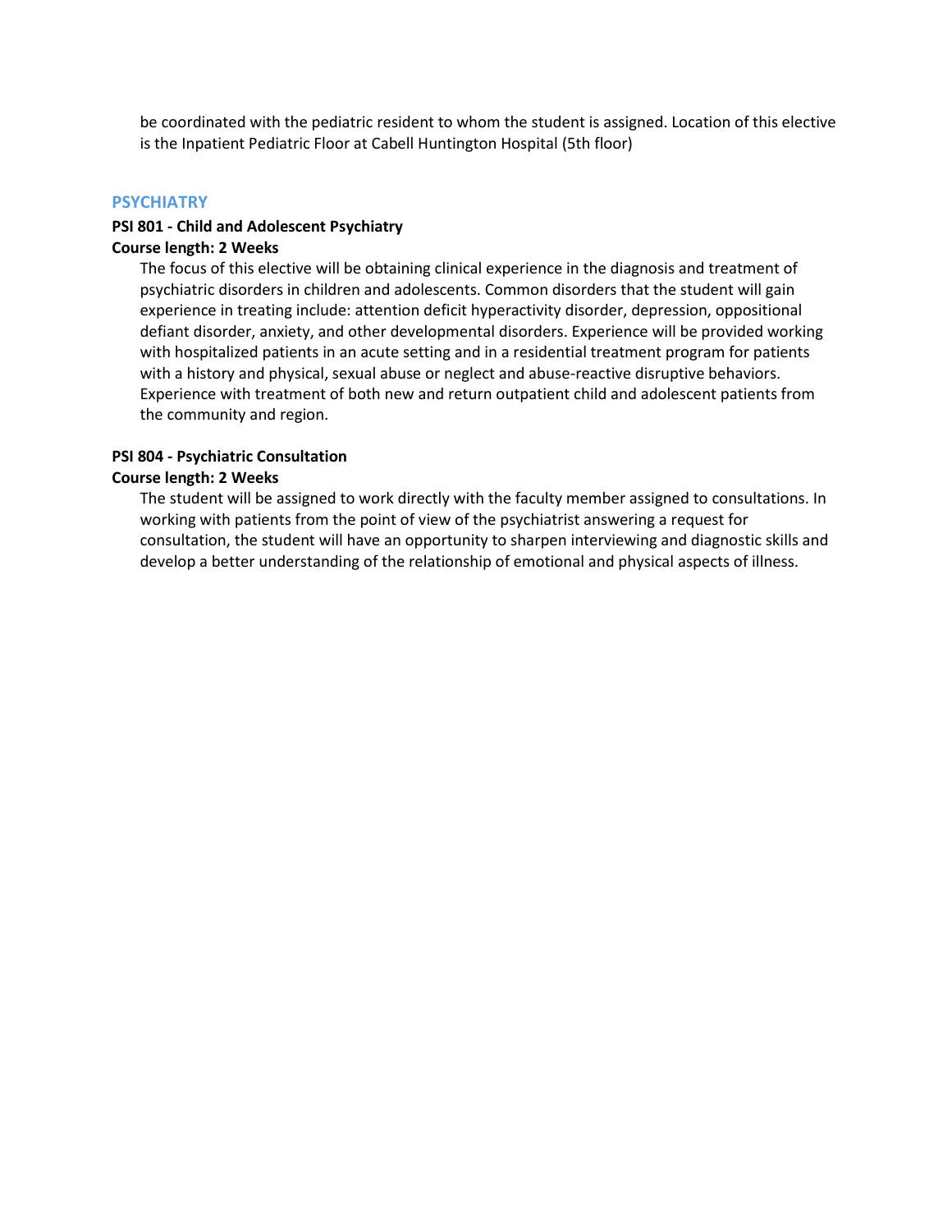be coordinated with the pediatric resident to whom the student is assigned. Location of this elective is the Inpatient Pediatric Floor at Cabell Huntington Hospital (5th floor)

## PSYCHIATRY

**PSI 801 - Child and Adolescent Psychiatry**
**Course length: 2 Weeks**

The focus of this elective will be obtaining clinical experience in the diagnosis and treatment of psychiatric disorders in children and adolescents. Common disorders that the student will gain experience in treating include: attention deficit hyperactivity disorder, depression, oppositional defiant disorder, anxiety, and other developmental disorders. Experience will be provided working with hospitalized patients in an acute setting and in a residential treatment program for patients with a history and physical, sexual abuse or neglect and abuse-reactive disruptive behaviors. Experience with treatment of both new and return outpatient child and adolescent patients from the community and region.

**PSI 804 - Psychiatric Consultation**
**Course length: 2 Weeks**

The student will be assigned to work directly with the faculty member assigned to consultations. In working with patients from the point of view of the psychiatrist answering a request for consultation, the student will have an opportunity to sharpen interviewing and diagnostic skills and develop a better understanding of the relationship of emotional and physical aspects of illness.